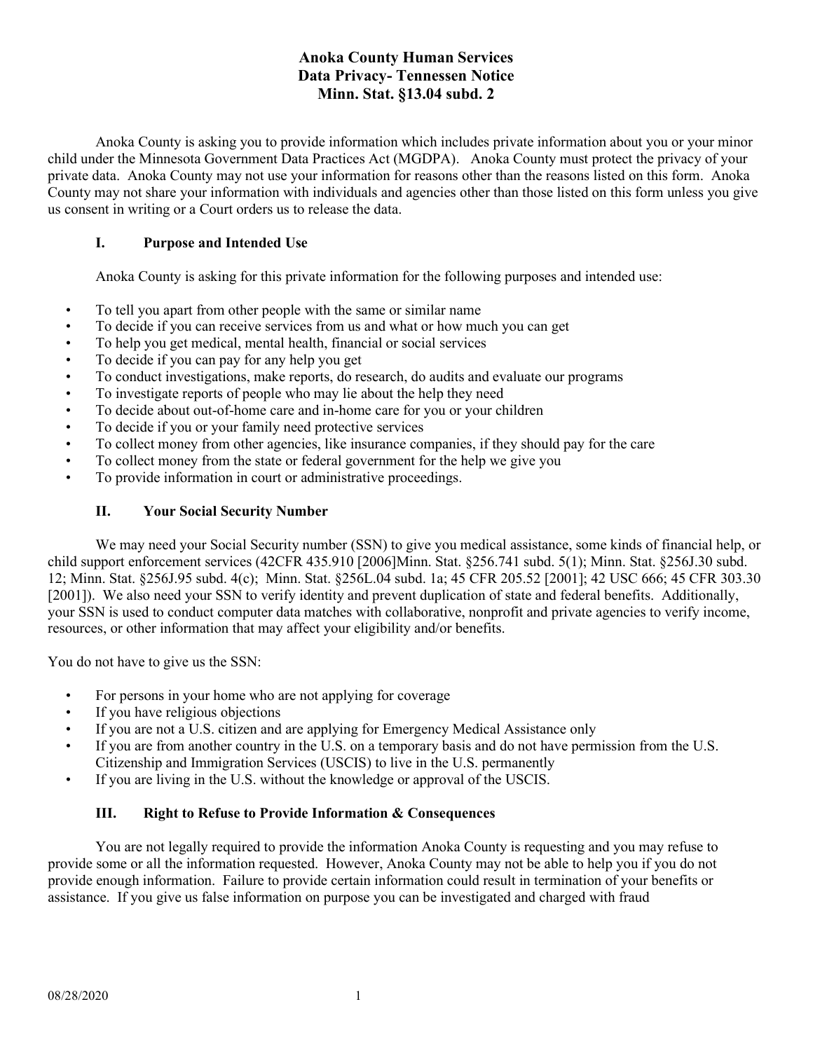# Anoka County Human Services
# Data Privacy- Tennessen Notice
# Minn. Stat. §13.04 subd. 2

Anoka County is asking you to provide information which includes private information about you or your minor child under the Minnesota Government Data Practices Act (MGDPA). Anoka County must protect the privacy of your private data. Anoka County may not use your information for reasons other than the reasons listed on this form. Anoka County may not share your information with individuals and agencies other than those listed on this form unless you give us consent in writing or a Court orders us to release the data.

## I. Purpose and Intended Use

Anoka County is asking for this private information for the following purposes and intended use:

- To tell you apart from other people with the same or similar name
- To decide if you can receive services from us and what or how much you can get
- To help you get medical, mental health, financial or social services
- To decide if you can pay for any help you get
- To conduct investigations, make reports, do research, do audits and evaluate our programs
- To investigate reports of people who may lie about the help they need
- To decide about out-of-home care and in-home care for you or your children
- To decide if you or your family need protective services
- To collect money from other agencies, like insurance companies, if they should pay for the care
- To collect money from the state or federal government for the help we give you
- To provide information in court or administrative proceedings.

## II. Your Social Security Number

We may need your Social Security number (SSN) to give you medical assistance, some kinds of financial help, or child support enforcement services (42CFR 435.910 [2006]Minn. Stat. §256.741 subd. 5(1); Minn. Stat. §256J.30 subd. 12; Minn. Stat. §256J.95 subd. 4(c); Minn. Stat. §256L.04 subd. 1a; 45 CFR 205.52 [2001]; 42 USC 666; 45 CFR 303.30 [2001]). We also need your SSN to verify identity and prevent duplication of state and federal benefits. Additionally, your SSN is used to conduct computer data matches with collaborative, nonprofit and private agencies to verify income, resources, or other information that may affect your eligibility and/or benefits.

You do not have to give us the SSN:

- For persons in your home who are not applying for coverage
- If you have religious objections
- If you are not a U.S. citizen and are applying for Emergency Medical Assistance only
- If you are from another country in the U.S. on a temporary basis and do not have permission from the U.S. Citizenship and Immigration Services (USCIS) to live in the U.S. permanently
- If you are living in the U.S. without the knowledge or approval of the USCIS.

## III. Right to Refuse to Provide Information & Consequences

You are not legally required to provide the information Anoka County is requesting and you may refuse to provide some or all the information requested. However, Anoka County may not be able to help you if you do not provide enough information. Failure to provide certain information could result in termination of your benefits or assistance. If you give us false information on purpose you can be investigated and charged with fraud

08/28/2020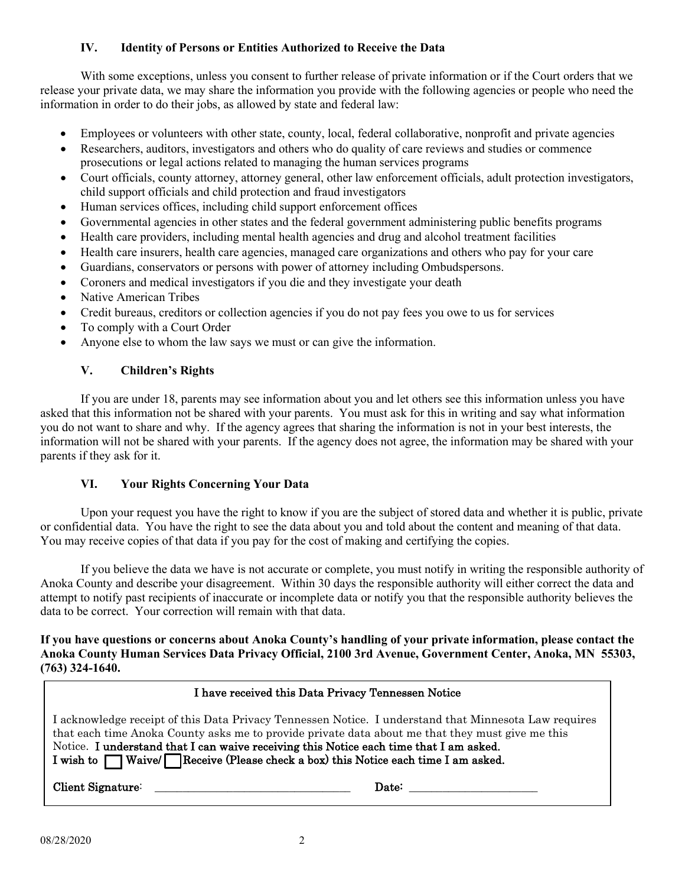### IV. Identity of Persons or Entities Authorized to Receive the Data

With some exceptions, unless you consent to further release of private information or if the Court orders that we release your private data, we may share the information you provide with the following agencies or people who need the information in order to do their jobs, as allowed by state and federal law:

- Employees or volunteers with other state, county, local, federal collaborative, nonprofit and private agencies
- Researchers, auditors, investigators and others who do quality of care reviews and studies or commence prosecutions or legal actions related to managing the human services programs
- Court officials, county attorney, attorney general, other law enforcement officials, adult protection investigators, child support officials and child protection and fraud investigators
- Human services offices, including child support enforcement offices
- Governmental agencies in other states and the federal government administering public benefits programs
- Health care providers, including mental health agencies and drug and alcohol treatment facilities
- Health care insurers, health care agencies, managed care organizations and others who pay for your care
- Guardians, conservators or persons with power of attorney including Ombudspersons.
- Coroners and medical investigators if you die and they investigate your death
- Native American Tribes
- Credit bureaus, creditors or collection agencies if you do not pay fees you owe to us for services
- To comply with a Court Order
- Anyone else to whom the law says we must or can give the information.

### V. Children's Rights

If you are under 18, parents may see information about you and let others see this information unless you have asked that this information not be shared with your parents. You must ask for this in writing and say what information you do not want to share and why. If the agency agrees that sharing the information is not in your best interests, the information will not be shared with your parents. If the agency does not agree, the information may be shared with your parents if they ask for it.

### VI. Your Rights Concerning Your Data

Upon your request you have the right to know if you are the subject of stored data and whether it is public, private or confidential data. You have the right to see the data about you and told about the content and meaning of that data. You may receive copies of that data if you pay for the cost of making and certifying the copies.

If you believe the data we have is not accurate or complete, you must notify in writing the responsible authority of Anoka County and describe your disagreement. Within 30 days the responsible authority will either correct the data and attempt to notify past recipients of inaccurate or incomplete data or notify you that the responsible authority believes the data to be correct. Your correction will remain with that data.

**If you have questions or concerns about Anoka County's handling of your private information, please contact the Anoka County Human Services Data Privacy Official, 2100 3rd Avenue, Government Center, Anoka, MN 55303, (763) 324-1640.**

**I have received this Data Privacy Tennessen Notice**

I acknowledge receipt of this Data Privacy Tennessen Notice. I understand that Minnesota Law requires that each time Anoka County asks me to provide private data about me that they must give me this Notice. **I understand that I can waive receiving this Notice each time that I am asked.**
**I wish to ☐ Waive/ ☐ Receive (Please check a box) this Notice each time I am asked.**

**Client Signature:** ______________________________ **Date:** ____________________

08/28/2020